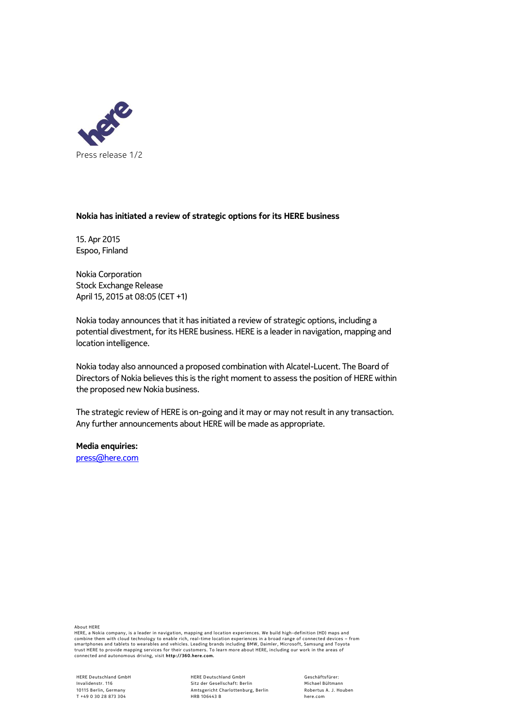Press release

**Nokia has initiated a review of strategic options for its HERE business**

15. Apr 2015
Espoo, Finland

Nokia Corporation
Stock Exchange Release
April 15, 2015 at 08:05 (CET +1)

Nokia today announces that it has initiated a review of strategic options, including a potential divestment, for its HERE business. HERE is a leader in navigation, mapping and location intelligence.

Nokia today also announced a proposed combination with Alcatel-Lucent. The Board of Directors of Nokia believes this is the right moment to assess the position of HERE within the proposed new Nokia business.

The strategic review of HERE is on-going and it may or may not result in any transaction. Any further announcements about HERE will be made as appropriate.

**Media enquiries:**
press@here.com

About HERE
HERE, a Nokia company, is a leader in navigation, mapping and location experiences. We build high-definition (HD) maps and combine them with cloud technology to enable rich, real-time location experiences in a broad range of connected devices – from smartphones and tablets to wearables and vehicles. Leading brands including BMW, Daimler, Microsoft, Samsung and Toyota trust HERE to provide mapping services for their customers. To learn more about HERE, including our work in the areas of connected and autonomous driving, visit **http://360.here.com.**

HERE Deutschland GmbH
Invalidenstr. 116
10115 Berlin, Germany
T +49 0 30 28 873 304

HERE Deutschland GmbH
Sitz der Gesellschaft: Berlin
Amtsgericht Charlottenburg, Berlin
HRB 106443 B

Geschäftsfürer:
Michael Bültmann
Robertus A. J. Houben
here.com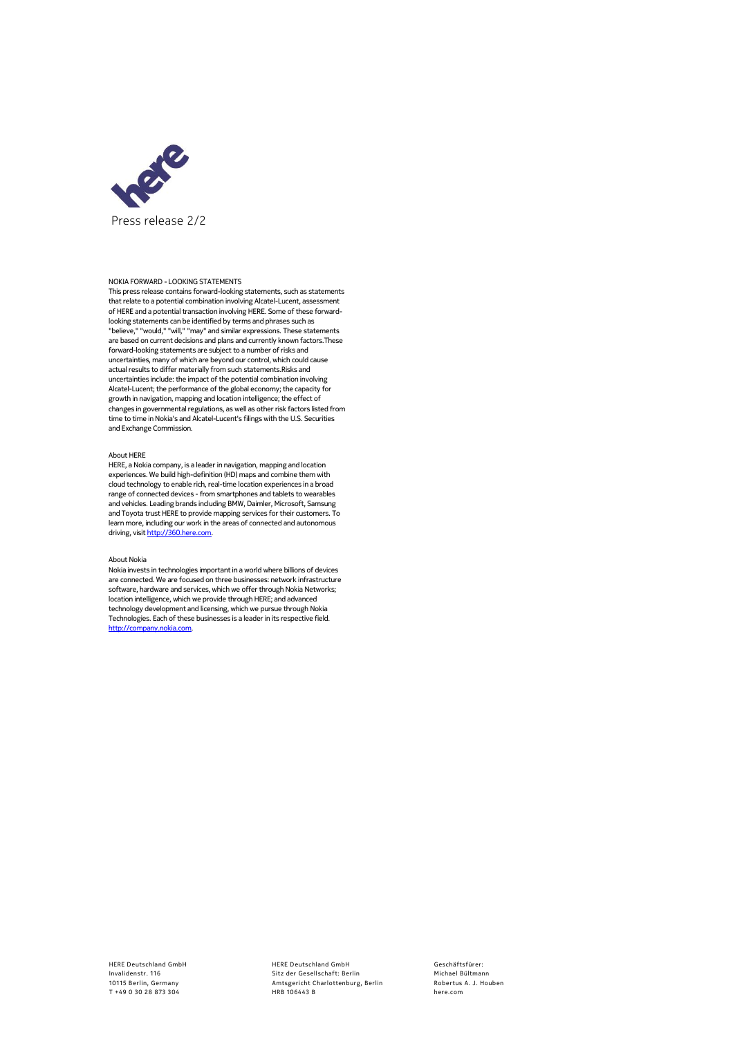Press release

NOKIA FORWARD - LOOKING STATEMENTS

This press release contains forward-looking statements, such as statements that relate to a potential combination involving Alcatel-Lucent, assessment of HERE and a potential transaction involving HERE. Some of these forward-looking statements can be identified by terms and phrases such as "believe," "would," "will," "may" and similar expressions. These statements are based on current decisions and plans and currently known factors.These forward-looking statements are subject to a number of risks and uncertainties, many of which are beyond our control, which could cause actual results to differ materially from such statements.Risks and uncertainties include: the impact of the potential combination involving Alcatel-Lucent; the performance of the global economy; the capacity for growth in navigation, mapping and location intelligence; the effect of changes in governmental regulations, as well as other risk factors listed from time to time in Nokia's and Alcatel-Lucent's filings with the U.S. Securities and Exchange Commission.

About HERE

HERE, a Nokia company, is a leader in navigation, mapping and location experiences. We build high-definition (HD) maps and combine them with cloud technology to enable rich, real-time location experiences in a broad range of connected devices - from smartphones and tablets to wearables and vehicles. Leading brands including BMW, Daimler, Microsoft, Samsung and Toyota trust HERE to provide mapping services for their customers. To learn more, including our work in the areas of connected and autonomous driving, visit http://360.here.com.

About Nokia

Nokia invests in technologies important in a world where billions of devices are connected. We are focused on three businesses: network infrastructure software, hardware and services, which we offer through Nokia Networks; location intelligence, which we provide through HERE; and advanced technology development and licensing, which we pursue through Nokia Technologies. Each of these businesses is a leader in its respective field. http://company.nokia.com.

HERE Deutschland GmbH
Invalidenstr. 116
10115 Berlin, Germany
T +49 0 30 28 873 304

HERE Deutschland GmbH
Sitz der Gesellschaft: Berlin
Amtsgericht Charlottenburg, Berlin
HRB 106443 B

Geschäftsfürer:
Michael Bültmann
Robertus A. J. Houben
here.com